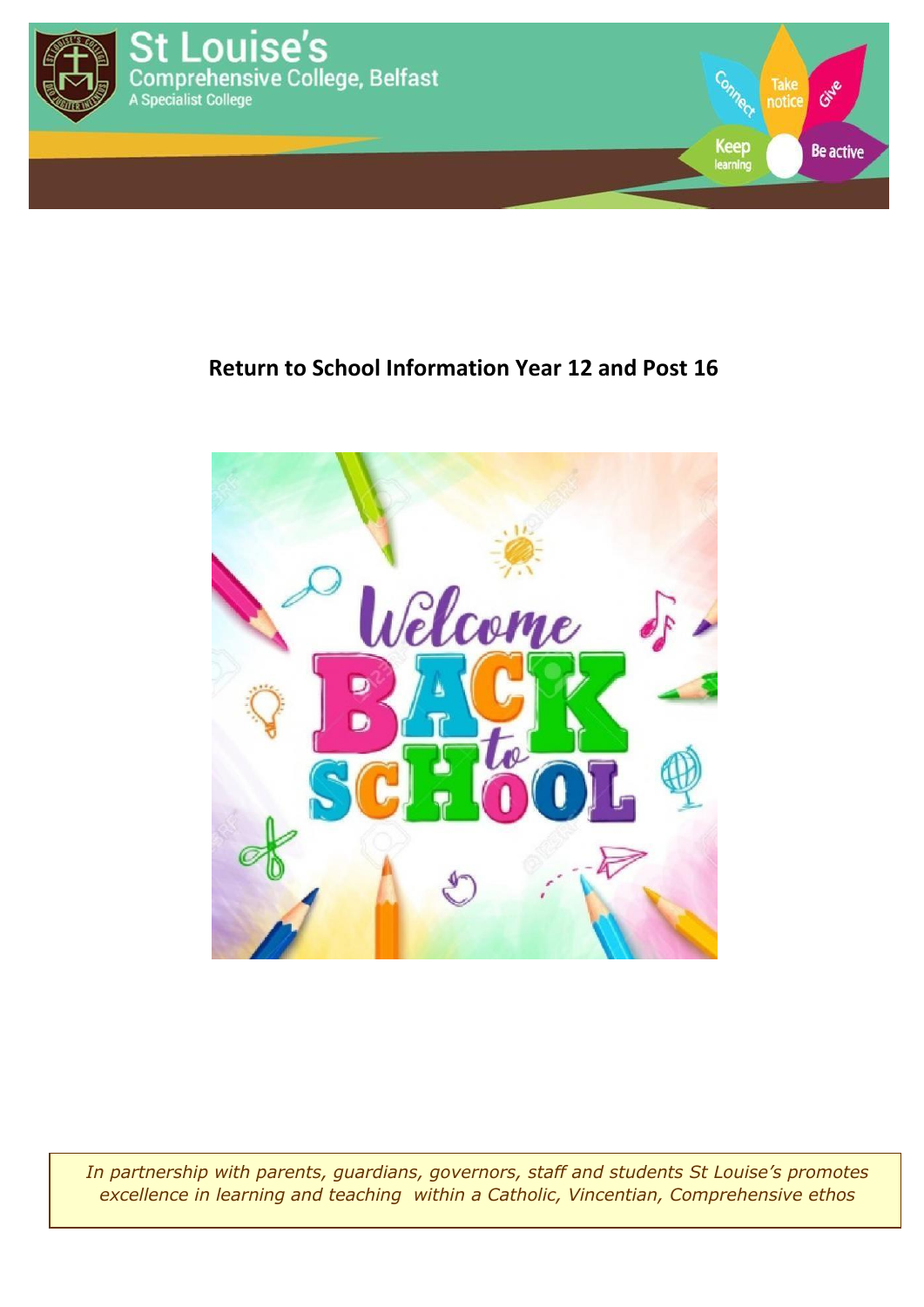St Louise's
Comprehensive College, Belfast
A Specialist College

# Return to School Information Year 12 and Post 16

*In partnership with parents, guardians, governors, staff and students St Louise's promotes excellence in learning and teaching within a Catholic, Vincentian, Comprehensive ethos*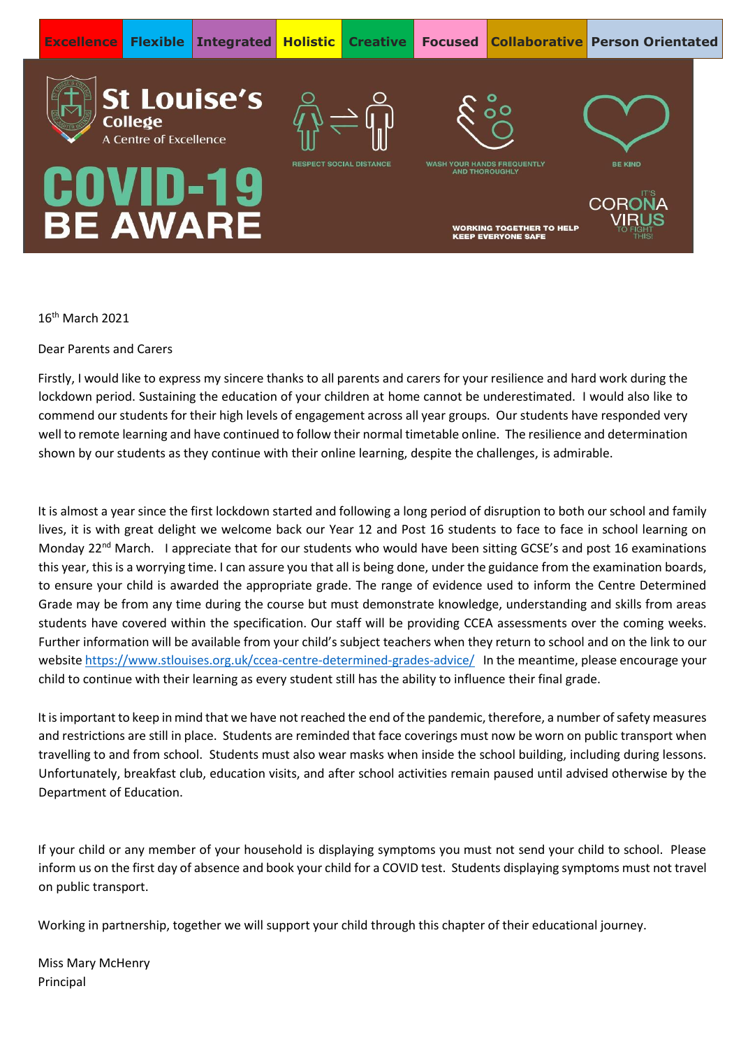| Excellence | Flexible | Integrated | Holistic | Creative | Focused | Collaborative | Person Orientated |
|---|---|---|---|---|---|---|---|

**St Louise's College**
A Centre of Excellence

# COVID-19 BE AWARE

RESPECT SOCIAL DISTANCE

WASH YOUR HANDS FREQUENTLY AND THOROUGHLY

BE KIND

WORKING TOGETHER TO HELP KEEP EVERYONE SAFE

IT'S CORONA VIRUS TO FIGHT THIS!

16th March 2021

Dear Parents and Carers

Firstly, I would like to express my sincere thanks to all parents and carers for your resilience and hard work during the lockdown period. Sustaining the education of your children at home cannot be underestimated. I would also like to commend our students for their high levels of engagement across all year groups. Our students have responded very well to remote learning and have continued to follow their normal timetable online. The resilience and determination shown by our students as they continue with their online learning, despite the challenges, is admirable.

It is almost a year since the first lockdown started and following a long period of disruption to both our school and family lives, it is with great delight we welcome back our Year 12 and Post 16 students to face to face in school learning on Monday 22nd March. I appreciate that for our students who would have been sitting GCSE's and post 16 examinations this year, this is a worrying time. I can assure you that all is being done, under the guidance from the examination boards, to ensure your child is awarded the appropriate grade. The range of evidence used to inform the Centre Determined Grade may be from any time during the course but must demonstrate knowledge, understanding and skills from areas students have covered within the specification. Our staff will be providing CCEA assessments over the coming weeks. Further information will be available from your child's subject teachers when they return to school and on the link to our website https://www.stlouises.org.uk/ccea-centre-determined-grades-advice/ In the meantime, please encourage your child to continue with their learning as every student still has the ability to influence their final grade.

It is important to keep in mind that we have not reached the end of the pandemic, therefore, a number of safety measures and restrictions are still in place. Students are reminded that face coverings must now be worn on public transport when travelling to and from school. Students must also wear masks when inside the school building, including during lessons. Unfortunately, breakfast club, education visits, and after school activities remain paused until advised otherwise by the Department of Education.

If your child or any member of your household is displaying symptoms you must not send your child to school. Please inform us on the first day of absence and book your child for a COVID test. Students displaying symptoms must not travel on public transport.

Working in partnership, together we will support your child through this chapter of their educational journey.

Miss Mary McHenry
Principal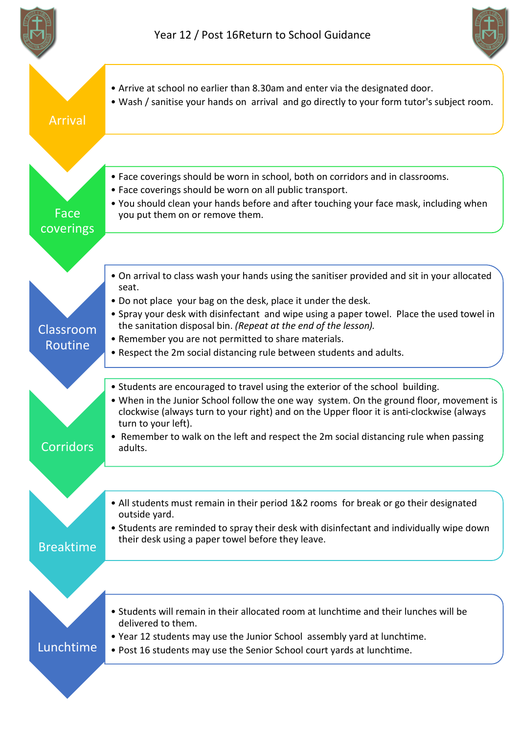# Year 12 / Post 16Return to School Guidance

## Arrival

- Arrive at school no earlier than 8.30am and enter via the designated door.
- Wash / sanitise your hands on arrival and go directly to your form tutor's subject room.

## Face coverings

- Face coverings should be worn in school, both on corridors and in classrooms.
- Face coverings should be worn on all public transport.
- You should clean your hands before and after touching your face mask, including when you put them on or remove them.

## Classroom Routine

- On arrival to class wash your hands using the sanitiser provided and sit in your allocated seat.
- Do not place your bag on the desk, place it under the desk.
- Spray your desk with disinfectant and wipe using a paper towel. Place the used towel in the sanitation disposal bin. *(Repeat at the end of the lesson).*
- Remember you are not permitted to share materials.
- Respect the 2m social distancing rule between students and adults.

## Corridors

- Students are encouraged to travel using the exterior of the school building.
- When in the Junior School follow the one way system. On the ground floor, movement is clockwise (always turn to your right) and on the Upper floor it is anti-clockwise (always turn to your left).
- Remember to walk on the left and respect the 2m social distancing rule when passing adults.

## Breaktime

- All students must remain in their period 1&2 rooms for break or go their designated outside yard.
- Students are reminded to spray their desk with disinfectant and individually wipe down their desk using a paper towel before they leave.

## Lunchtime

- Students will remain in their allocated room at lunchtime and their lunches will be delivered to them.
- Year 12 students may use the Junior School assembly yard at lunchtime.
- Post 16 students may use the Senior School court yards at lunchtime.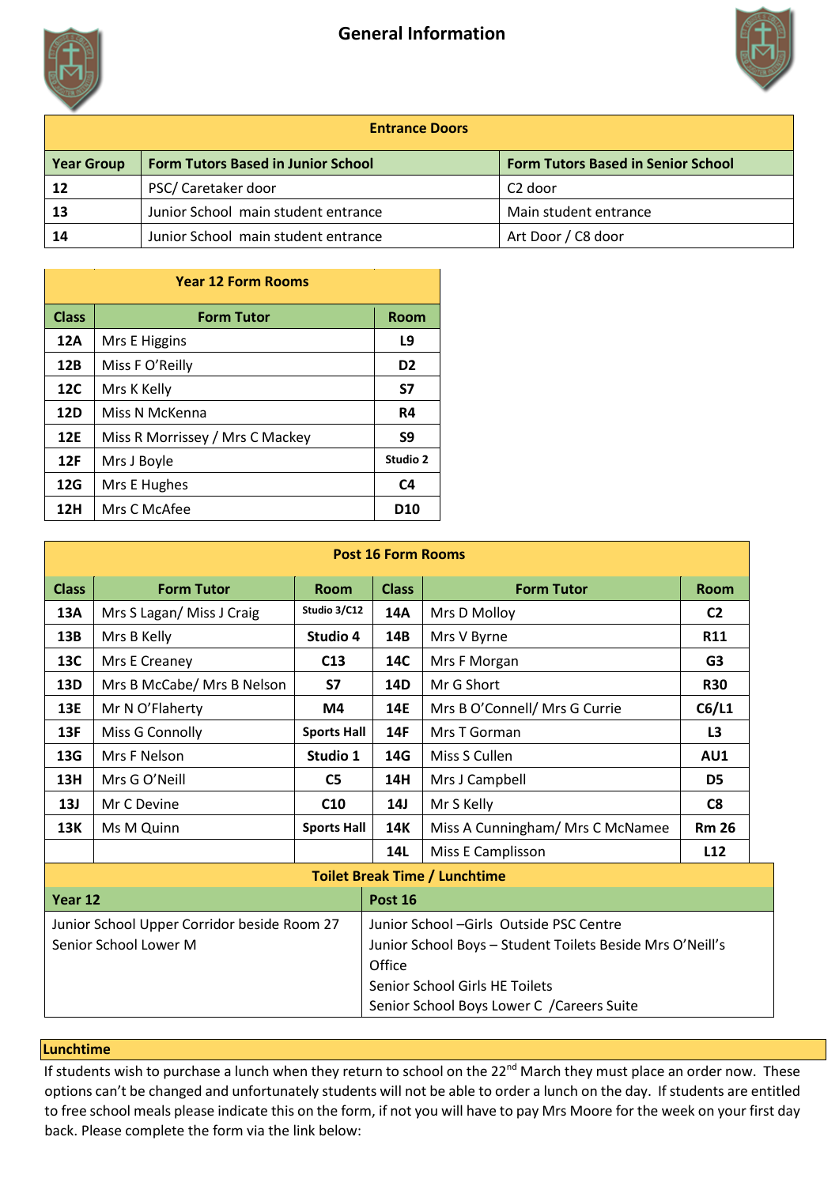# General Information

| Entrance Doors | | |
|---|---|---|
| **Year Group** | **Form Tutors Based in Junior School** | **Form Tutors Based in Senior School** |
| **12** | PSC/ Caretaker door | C2 door |
| **13** | Junior School main student entrance | Main student entrance |
| **14** | Junior School main student entrance | Art Door / C8 door |

| Year 12 Form Rooms | | |
|---|---|---|
| **Class** | **Form Tutor** | **Room** |
| **12A** | Mrs E Higgins | **L9** |
| **12B** | Miss F O'Reilly | **D2** |
| **12C** | Mrs K Kelly | **S7** |
| **12D** | Miss N McKenna | **R4** |
| **12E** | Miss R Morrissey / Mrs C Mackey | **S9** |
| **12F** | Mrs J Boyle | **Studio 2** |
| **12G** | Mrs E Hughes | **C4** |
| **12H** | Mrs C McAfee | **D10** |

| Post 16 Form Rooms | | | | | |
|---|---|---|---|---|---|
| **Class** | **Form Tutor** | **Room** | **Class** | **Form Tutor** | **Room** |
| **13A** | Mrs S Lagan/ Miss J Craig | **Studio 3/C12** | **14A** | Mrs D Molloy | **C2** |
| **13B** | Mrs B Kelly | **Studio 4** | **14B** | Mrs V Byrne | **R11** |
| **13C** | Mrs E Creaney | **C13** | **14C** | Mrs F Morgan | **G3** |
| **13D** | Mrs B McCabe/ Mrs B Nelson | **S7** | **14D** | Mr G Short | **R30** |
| **13E** | Mr N O'Flaherty | **M4** | **14E** | Mrs B O'Connell/ Mrs G Currie | **C6/L1** |
| **13F** | Miss G Connolly | **Sports Hall** | **14F** | Mrs T Gorman | **L3** |
| **13G** | Mrs F Nelson | **Studio 1** | **14G** | Miss S Cullen | **AU1** |
| **13H** | Mrs G O'Neill | **C5** | **14H** | Mrs J Campbell | **D5** |
| **13J** | Mr C Devine | **C10** | **14J** | Mr S Kelly | **C8** |
| **13K** | Ms M Quinn | **Sports Hall** | **14K** | Miss A Cunningham/ Mrs C McNamee | **Rm 26** |
| | | | **14L** | Miss E Camplisson | **L12** |

| Toilet Break Time / Lunchtime | |
|---|---|
| **Year 12** | **Post 16** |
| Junior School Upper Corridor beside Room 27<br>Senior School Lower M | Junior School –Girls Outside PSC Centre<br>Junior School Boys – Student Toilets Beside Mrs O'Neill's Office<br>Senior School Girls HE Toilets<br>Senior School Boys Lower C /Careers Suite |

**Lunchtime**

If students wish to purchase a lunch when they return to school on the 22nd March they must place an order now. These options can't be changed and unfortunately students will not be able to order a lunch on the day. If students are entitled to free school meals please indicate this on the form, if not you will have to pay Mrs Moore for the week on your first day back. Please complete the form via the link below: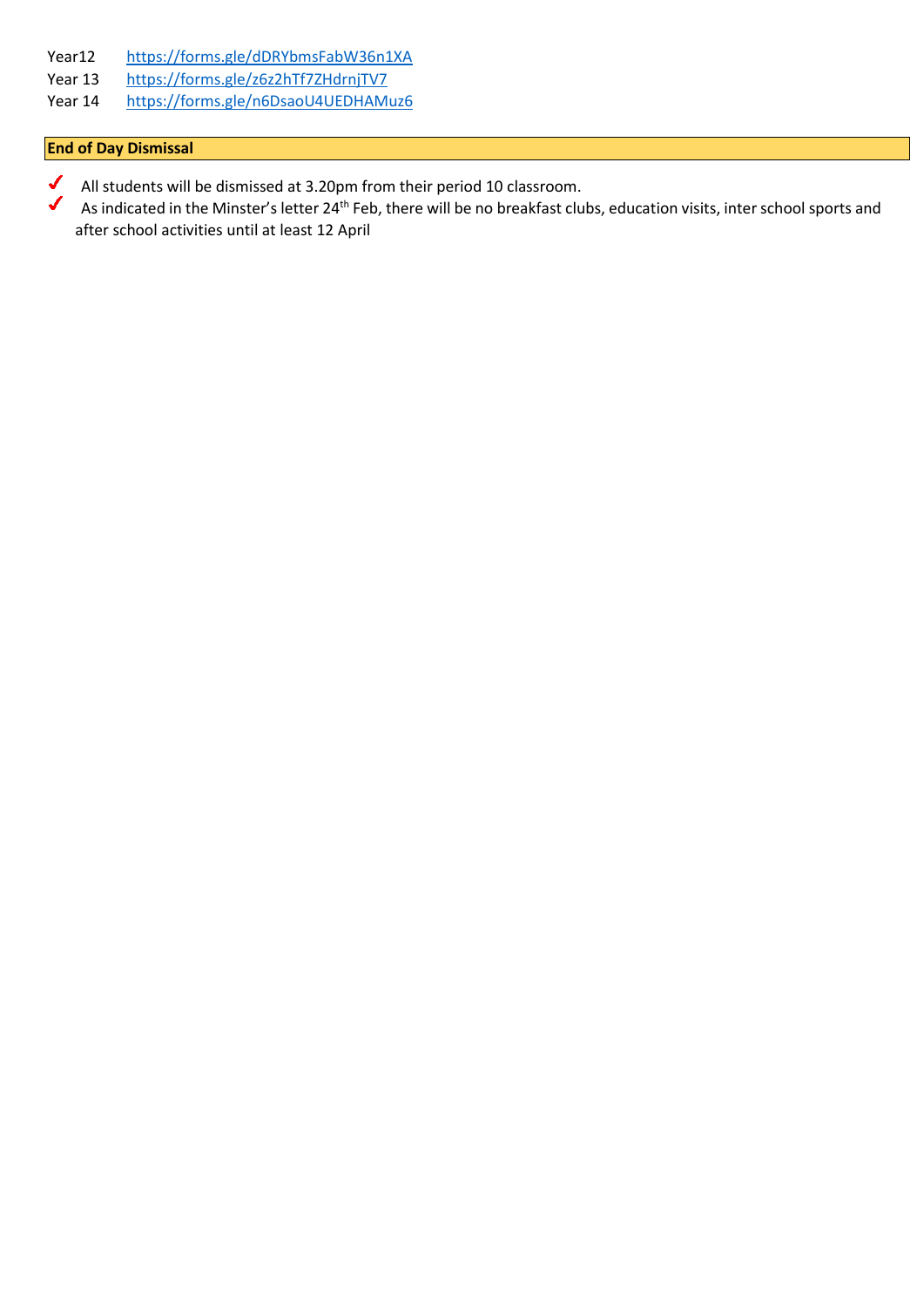Year12 https://forms.gle/dDRYbmsFabW36n1XA
Year 13 https://forms.gle/z6z2hTf7ZHdrnjTV7
Year 14 https://forms.gle/n6DsaoU4UEDHAMuz6

**End of Day Dismissal**

- ✓ All students will be dismissed at 3.20pm from their period 10 classroom.
- ✓ As indicated in the Minster's letter 24th Feb, there will be no breakfast clubs, education visits, inter school sports and after school activities until at least 12 April